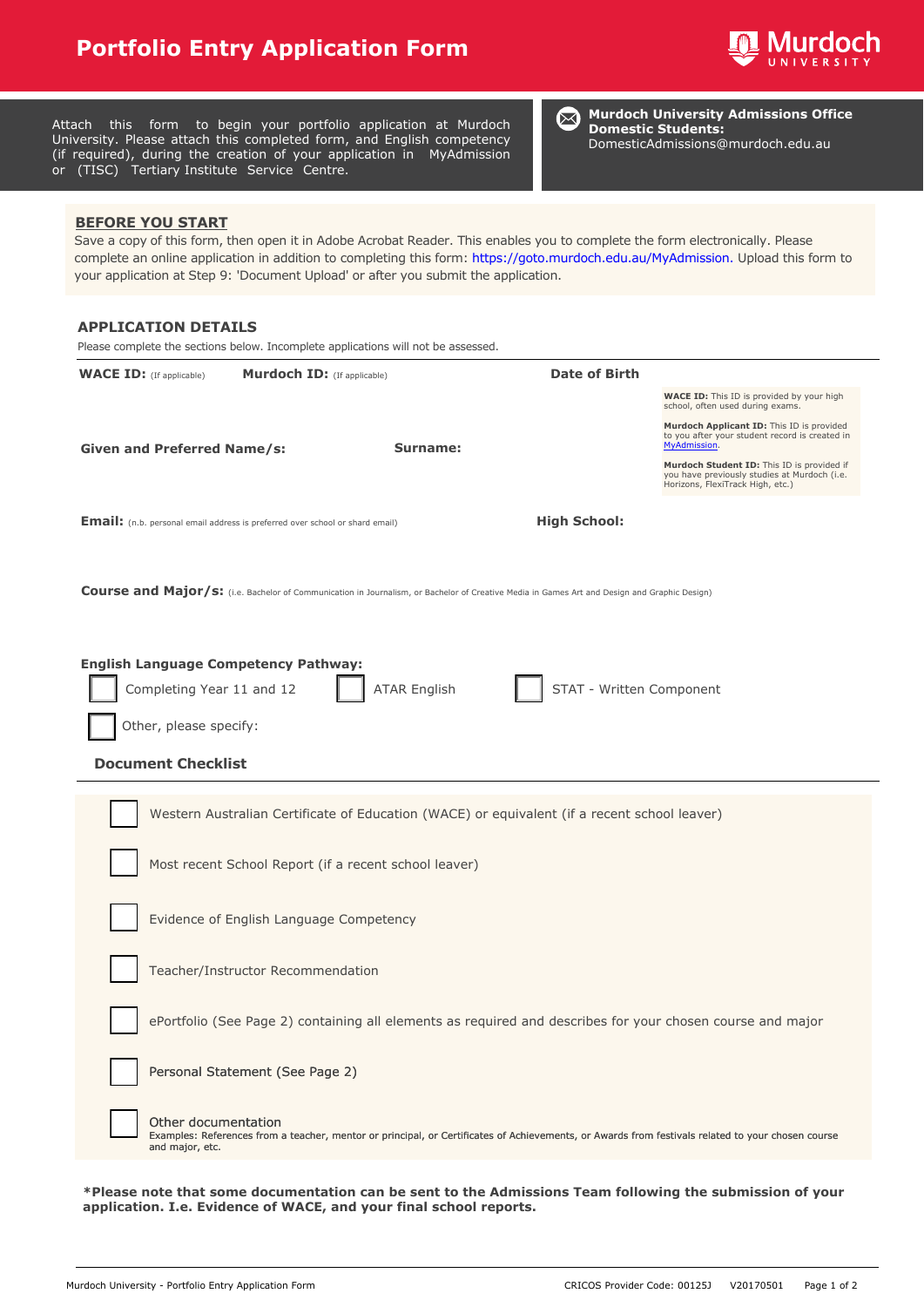# Portfolio Entry Application Form

Murdoch University

Attach this form to begin your portfolio application at Murdoch University. Please attach this completed form, and English competency (if required), during the creation of your application in MyAdmission or (TISC) Tertiary Institute Service Centre.

**Murdoch University Admissions Office**
**Domestic Students:**
DomesticAdmissions@murdoch.edu.au

## BEFORE YOU START

Save a copy of this form, then open it in Adobe Acrobat Reader. This enables you to complete the form electronically. Please complete an online application in addition to completing this form: https://goto.murdoch.edu.au/MyAdmission. Upload this form to your application at Step 9: 'Document Upload' or after you submit the application.

## APPLICATION DETAILS

Please complete the sections below. Incomplete applications will not be assessed.

**WACE ID:** (If applicable) **Murdoch ID:** (If applicable) **Date of Birth**

**WACE ID:** This ID is provided by your high school, often used during exams.

**Murdoch Applicant ID:** This ID is provided to you after your student record is created in MyAdmission.

**Murdoch Student ID:** This ID is provided if you have previously studies at Murdoch (i.e. Horizons, FlexiTrack High, etc.)

**Given and Preferred Name/s:** **Surname:**

**Email:** (n.b. personal email address is preferred over school or shard email) **High School:**

**Course and Major/s:** (i.e. Bachelor of Communication in Journalism, or Bachelor of Creative Media in Games Art and Design and Graphic Design)

**English Language Competency Pathway:**

- ☐ Completing Year 11 and 12
- ☐ ATAR English
- ☐ STAT - Written Component
- ☐ Other, please specify:

### Document Checklist

- ☐ Western Australian Certificate of Education (WACE) or equivalent (if a recent school leaver)
- ☐ Most recent School Report (if a recent school leaver)
- ☐ Evidence of English Language Competency
- ☐ Teacher/Instructor Recommendation
- ☐ ePortfolio (See Page 2) containing all elements as required and describes for your chosen course and major
- ☐ Personal Statement (See Page 2)
- ☐ Other documentation
  Examples: References from a teacher, mentor or principal, or Certificates of Achievements, or Awards from festivals related to your chosen course and major, etc.

***Please note that some documentation can be sent to the Admissions Team following the submission of your application. I.e. Evidence of WACE, and your final school reports.**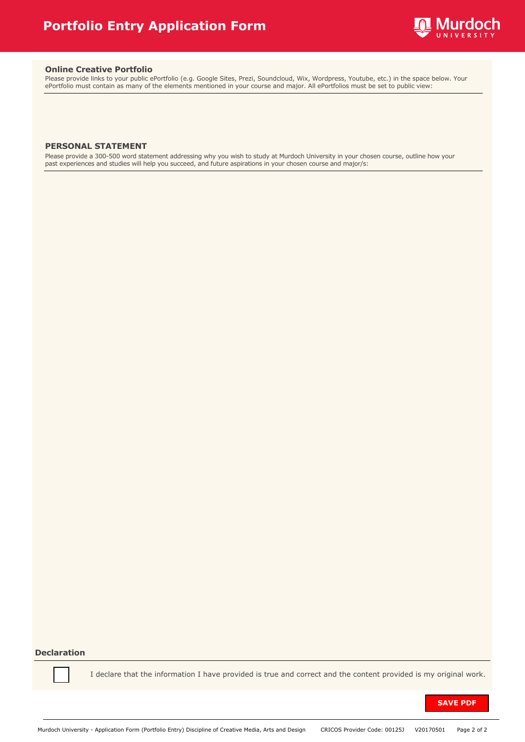# Portfolio Entry Application Form

Murdoch University

### Online Creative Portfolio

Please provide links to your public ePortfolio (e.g. Google Sites, Prezi, Soundcloud, Wix, Wordpress, Youtube, etc.) in the space below. Your ePortfolio must contain as many of the elements mentioned in your course and major. All ePortfolios must be set to public view:

### PERSONAL STATEMENT

Please provide a 300-500 word statement addressing why you wish to study at Murdoch University in your chosen course, outline how your past experiences and studies will help you succeed, and future aspirations in your chosen course and major/s:

### Declaration

☐ I declare that the information I have provided is true and correct and the content provided is my original work.

SAVE PDF